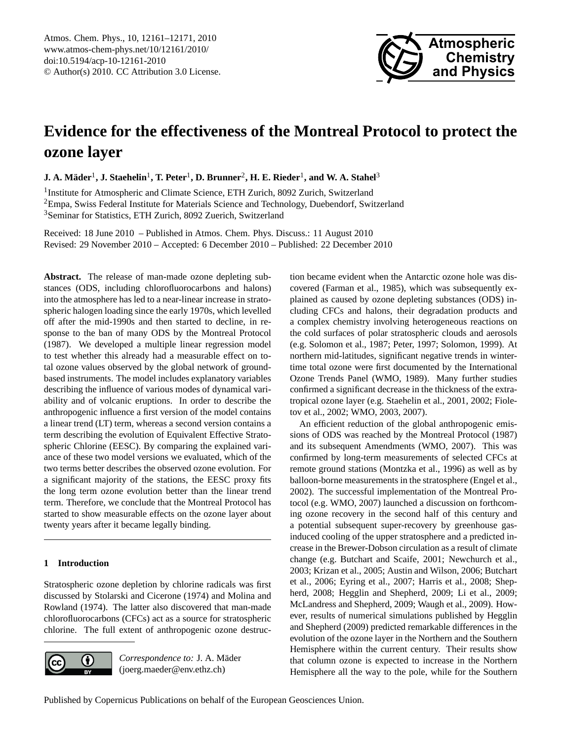# Evidence for the effectiveness of the Montreal Protocol to protect the ozone layer

**J. A. Mäder[1], J. Staehelin[1], T. Peter[1], D. Brunner[2], H. E. Rieder[1], and W. A. Stahel[3]**

[1]Institute for Atmospheric and Climate Science, ETH Zurich, 8092 Zurich, Switzerland
[2]Empa, Swiss Federal Institute for Materials Science and Technology, Duebendorf, Switzerland
[3]Seminar for Statistics, ETH Zurich, 8092 Zuerich, Switzerland

Received: 18 June 2010 – Published in Atmos. Chem. Phys. Discuss.: 11 August 2010
Revised: 29 November 2010 – Accepted: 6 December 2010 – Published: 22 December 2010

**Abstract.** The release of man-made ozone depleting substances (ODS, including chlorofluorocarbons and halons) into the atmosphere has led to a near-linear increase in stratospheric halogen loading since the early 1970s, which levelled off after the mid-1990s and then started to decline, in response to the ban of many ODS by the Montreal Protocol (1987). We developed a multiple linear regression model to test whether this already had a measurable effect on total ozone values observed by the global network of ground-based instruments. The model includes explanatory variables describing the influence of various modes of dynamical variability and of volcanic eruptions. In order to describe the anthropogenic influence a first version of the model contains a linear trend (LT) term, whereas a second version contains a term describing the evolution of Equivalent Effective Stratospheric Chlorine (EESC). By comparing the explained variance of these two model versions we evaluated, which of the two terms better describes the observed ozone evolution. For a significant majority of the stations, the EESC proxy fits the long term ozone evolution better than the linear trend term. Therefore, we conclude that the Montreal Protocol has started to show measurable effects on the ozone layer about twenty years after it became legally binding.

## 1 Introduction

Stratospheric ozone depletion by chlorine radicals was first discussed by Stolarski and Cicerone (1974) and Molina and Rowland (1974). The latter also discovered that man-made chlorofluorocarbons (CFCs) act as a source for stratospheric chlorine. The full extent of anthropogenic ozone destruction became evident when the Antarctic ozone hole was discovered (Farman et al., 1985), which was subsequently explained as caused by ozone depleting substances (ODS) including CFCs and halons, their degradation products and a complex chemistry involving heterogeneous reactions on the cold surfaces of polar stratospheric clouds and aerosols (e.g. Solomon et al., 1987; Peter, 1997; Solomon, 1999). At northern mid-latitudes, significant negative trends in wintertime total ozone were first documented by the International Ozone Trends Panel (WMO, 1989). Many further studies confirmed a significant decrease in the thickness of the extratropical ozone layer (e.g. Staehelin et al., 2001, 2002; Fioletov et al., 2002; WMO, 2003, 2007).

An efficient reduction of the global anthropogenic emissions of ODS was reached by the Montreal Protocol (1987) and its subsequent Amendments (WMO, 2007). This was confirmed by long-term measurements of selected CFCs at remote ground stations (Montzka et al., 1996) as well as by balloon-borne measurements in the stratosphere (Engel et al., 2002). The successful implementation of the Montreal Protocol (e.g. WMO, 2007) launched a discussion on forthcoming ozone recovery in the second half of this century and a potential subsequent super-recovery by greenhouse gas-induced cooling of the upper stratosphere and a predicted increase in the Brewer-Dobson circulation as a result of climate change (e.g. Butchart and Scaife, 2001; Newchurch et al., 2003; Krizan et al., 2005; Austin and Wilson, 2006; Butchart et al., 2006; Eyring et al., 2007; Harris et al., 2008; Shepherd, 2008; Hegglin and Shepherd, 2009; Li et al., 2009; McLandress and Shepherd, 2009; Waugh et al., 2009). However, results of numerical simulations published by Hegglin and Shepherd (2009) predicted remarkable differences in the evolution of the ozone layer in the Northern and the Southern Hemisphere within the current century. Their results show that column ozone is expected to increase in the Northern Hemisphere all the way to the pole, while for the Southern

*Correspondence to:* J. A. Mäder (joerg.maeder@env.ethz.ch)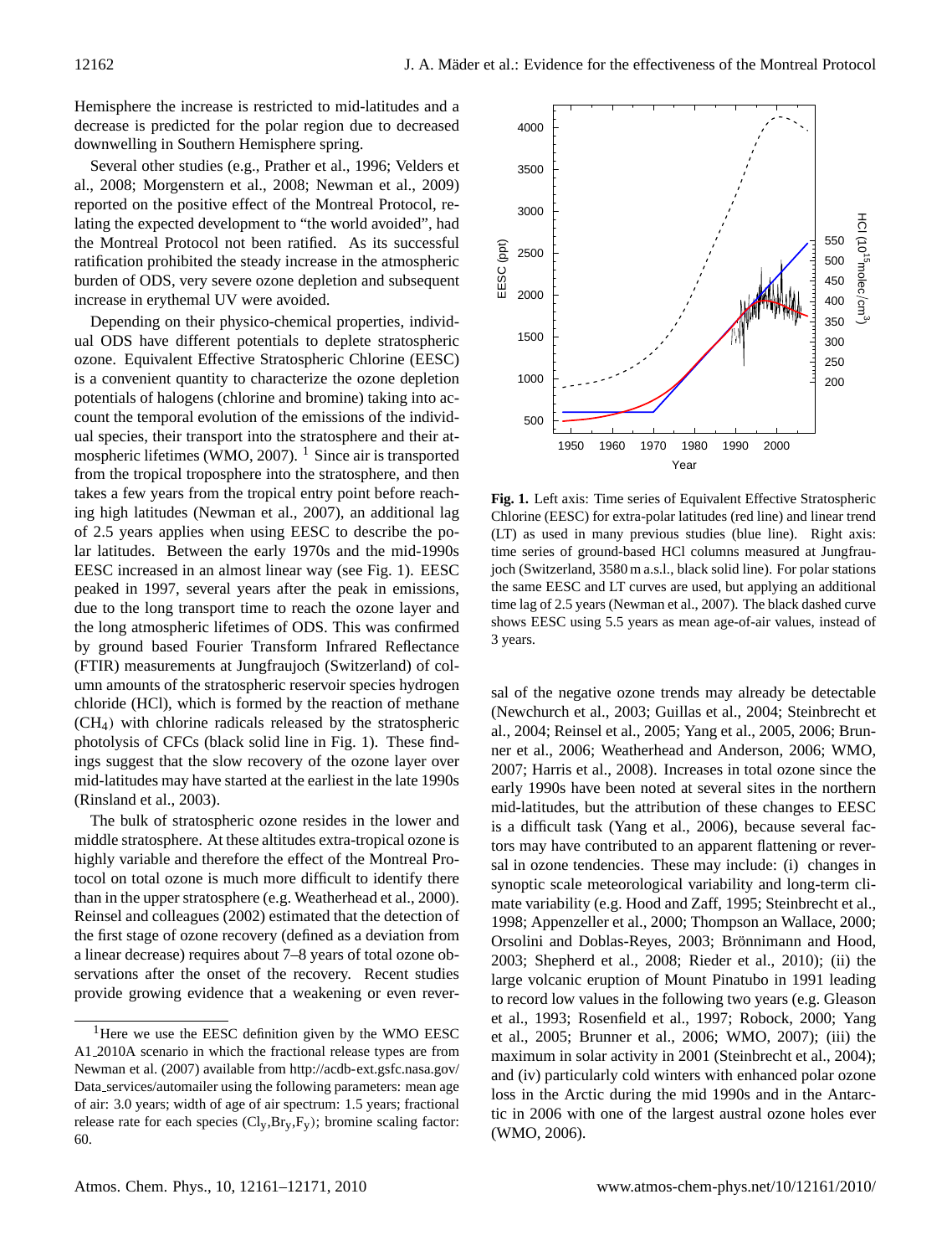Hemisphere the increase is restricted to mid-latitudes and a decrease is predicted for the polar region due to decreased downwelling in Southern Hemisphere spring.

Several other studies (e.g., Prather et al., 1996; Velders et al., 2008; Morgenstern et al., 2008; Newman et al., 2009) reported on the positive effect of the Montreal Protocol, relating the expected development to "the world avoided", had the Montreal Protocol not been ratified. As its successful ratification prohibited the steady increase in the atmospheric burden of ODS, very severe ozone depletion and subsequent increase in erythemal UV were avoided.

Depending on their physico-chemical properties, individual ODS have different potentials to deplete stratospheric ozone. Equivalent Effective Stratospheric Chlorine (EESC) is a convenient quantity to characterize the ozone depletion potentials of halogens (chlorine and bromine) taking into account the temporal evolution of the emissions of the individual species, their transport into the stratosphere and their atmospheric lifetimes (WMO, 2007). [1] Since air is transported from the tropical troposphere into the stratosphere, and then takes a few years from the tropical entry point before reaching high latitudes (Newman et al., 2007), an additional lag of 2.5 years applies when using EESC to describe the polar latitudes. Between the early 1970s and the mid-1990s EESC increased in an almost linear way (see Fig. 1). EESC peaked in 1997, several years after the peak in emissions, due to the long transport time to reach the ozone layer and the long atmospheric lifetimes of ODS. This was confirmed by ground based Fourier Transform Infrared Reflectance (FTIR) measurements at Jungfraujoch (Switzerland) of column amounts of the stratospheric reservoir species hydrogen chloride (HCl), which is formed by the reaction of methane ($CH_4$) with chlorine radicals released by the stratospheric photolysis of CFCs (black solid line in Fig. 1). These findings suggest that the slow recovery of the ozone layer over mid-latitudes may have started at the earliest in the late 1990s (Rinsland et al., 2003).

The bulk of stratospheric ozone resides in the lower and middle stratosphere. At these altitudes extra-tropical ozone is highly variable and therefore the effect of the Montreal Protocol on total ozone is much more difficult to identify there than in the upper stratosphere (e.g. Weatherhead et al., 2000). Reinsel and colleagues (2002) estimated that the detection of the first stage of ozone recovery (defined as a deviation from a linear decrease) requires about 7–8 years of total ozone observations after the onset of the recovery. Recent studies provide growing evidence that a weakening or even reversal of the negative ozone trends may already be detectable (Newchurch et al., 2003; Guillas et al., 2004; Steinbrecht et al., 2004; Reinsel et al., 2005; Yang et al., 2005, 2006; Brunner et al., 2006; Weatherhead and Anderson, 2006; WMO, 2007; Harris et al., 2008). Increases in total ozone since the early 1990s have been noted at several sites in the northern mid-latitudes, but the attribution of these changes to EESC is a difficult task (Yang et al., 2006), because several factors may have contributed to an apparent flattening or reversal in ozone tendencies. These may include: (i) changes in synoptic scale meteorological variability and long-term climate variability (e.g. Hood and Zaff, 1995; Steinbrecht et al., 1998; Appenzeller et al., 2000; Thompson an Wallace, 2000; Orsolini and Doblas-Reyes, 2003; Brönnimann and Hood, 2003; Shepherd et al., 2008; Rieder et al., 2010); (ii) the large volcanic eruption of Mount Pinatubo in 1991 leading to record low values in the following two years (e.g. Gleason et al., 1993; Rosenfield et al., 1997; Robock, 2000; Yang et al., 2005; Brunner et al., 2006; WMO, 2007); (iii) the maximum in solar activity in 2001 (Steinbrecht et al., 2004); and (iv) particularly cold winters with enhanced polar ozone loss in the Arctic during the mid 1990s and in the Antarctic in 2006 with one of the largest austral ozone holes ever (WMO, 2006).

**Fig. 1.** Left axis: Time series of Equivalent Effective Stratospheric Chlorine (EESC) for extra-polar latitudes (red line) and linear trend (LT) as used in many previous studies (blue line). Right axis: time series of ground-based HCl columns measured at Jungfraujoch (Switzerland, 3580 m a.s.l., black solid line). For polar stations the same EESC and LT curves are used, but applying an additional time lag of 2.5 years (Newman et al., 2007). The black dashed curve shows EESC using 5.5 years as mean age-of-air values, instead of 3 years.

[1] Here we use the EESC definition given by the WMO EESC A1_2010A scenario in which the fractional release types are from Newman et al. (2007) available from http://acdb-ext.gsfc.nasa.gov/Data_services/automailer using the following parameters: mean age of air: 3.0 years; width of age of air spectrum: 1.5 years; fractional release rate for each species ($Cl_y$,$Br_y$,$F_y$); bromine scaling factor: 60.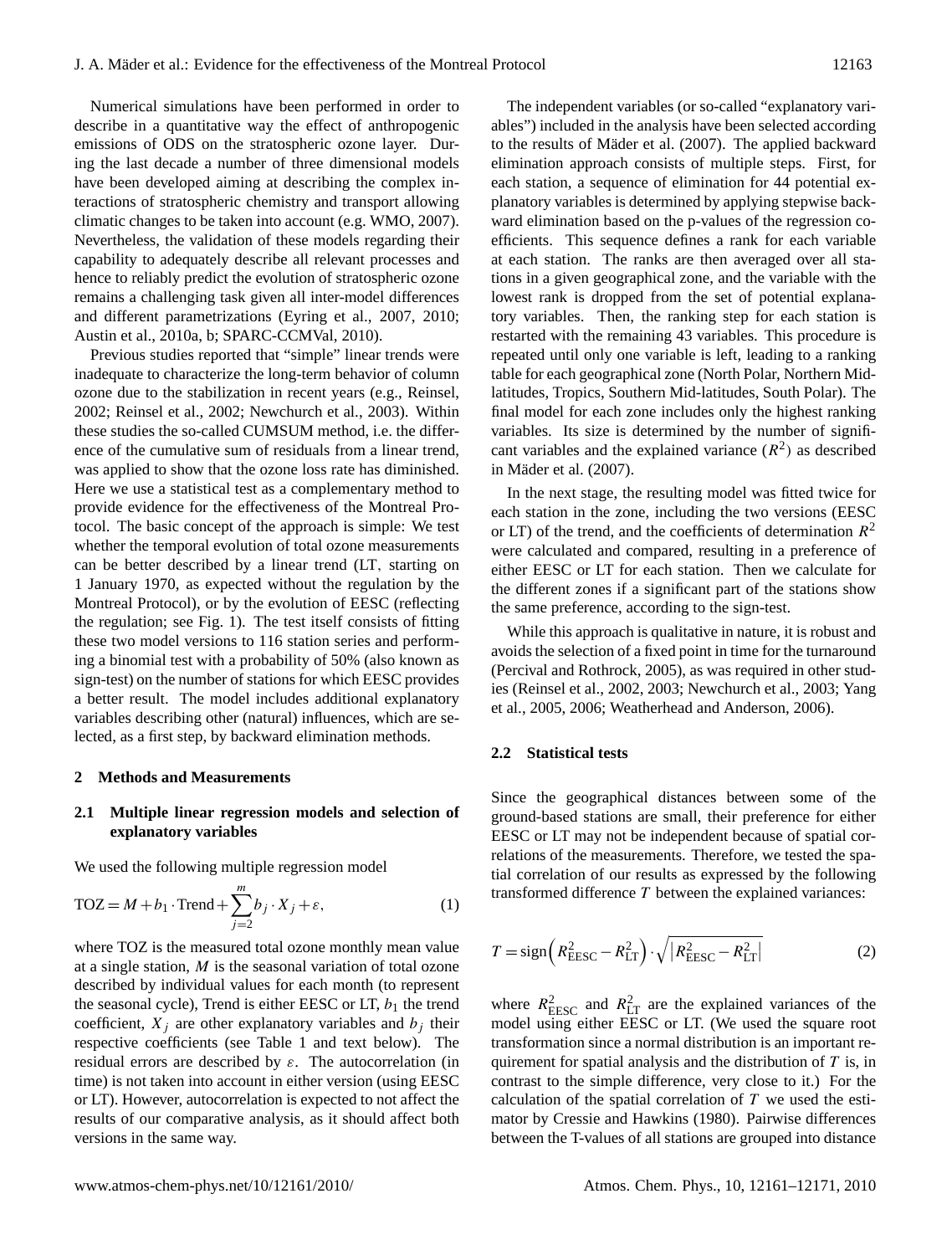Numerical simulations have been performed in order to describe in a quantitative way the effect of anthropogenic emissions of ODS on the stratospheric ozone layer. During the last decade a number of three dimensional models have been developed aiming at describing the complex interactions of stratospheric chemistry and transport allowing climatic changes to be taken into account (e.g. WMO, 2007). Nevertheless, the validation of these models regarding their capability to adequately describe all relevant processes and hence to reliably predict the evolution of stratospheric ozone remains a challenging task given all inter-model differences and different parametrizations (Eyring et al., 2007, 2010; Austin et al., 2010a, b; SPARC-CCMVal, 2010).

Previous studies reported that "simple" linear trends were inadequate to characterize the long-term behavior of column ozone due to the stabilization in recent years (e.g., Reinsel, 2002; Reinsel et al., 2002; Newchurch et al., 2003). Within these studies the so-called CUMSUM method, i.e. the difference of the cumulative sum of residuals from a linear trend, was applied to show that the ozone loss rate has diminished. Here we use a statistical test as a complementary method to provide evidence for the effectiveness of the Montreal Protocol. The basic concept of the approach is simple: We test whether the temporal evolution of total ozone measurements can be better described by a linear trend (LT, starting on 1 January 1970, as expected without the regulation by the Montreal Protocol), or by the evolution of EESC (reflecting the regulation; see Fig. 1). The test itself consists of fitting these two model versions to 116 station series and performing a binomial test with a probability of 50% (also known as sign-test) on the number of stations for which EESC provides a better result. The model includes additional explanatory variables describing other (natural) influences, which are selected, as a first step, by backward elimination methods.

## 2 Methods and Measurements

### 2.1 Multiple linear regression models and selection of explanatory variables

We used the following multiple regression model

$$\mathrm{TOZ} = M + b_1 \cdot \mathrm{Trend} + \sum_{j=2}^{m} b_j \cdot X_j + \varepsilon, \tag{1}$$

where TOZ is the measured total ozone monthly mean value at a single station, $M$ is the seasonal variation of total ozone described by individual values for each month (to represent the seasonal cycle), Trend is either EESC or LT, $b_1$ the trend coefficient, $X_j$ are other explanatory variables and $b_j$ their respective coefficients (see Table 1 and text below). The residual errors are described by $\varepsilon$. The autocorrelation (in time) is not taken into account in either version (using EESC or LT). However, autocorrelation is expected to not affect the results of our comparative analysis, as it should affect both versions in the same way.

The independent variables (or so-called "explanatory variables") included in the analysis have been selected according to the results of Mäder et al. (2007). The applied backward elimination approach consists of multiple steps. First, for each station, a sequence of elimination for 44 potential explanatory variables is determined by applying stepwise backward elimination based on the p-values of the regression coefficients. This sequence defines a rank for each variable at each station. The ranks are then averaged over all stations in a given geographical zone, and the variable with the lowest rank is dropped from the set of potential explanatory variables. Then, the ranking step for each station is restarted with the remaining 43 variables. This procedure is repeated until only one variable is left, leading to a ranking table for each geographical zone (North Polar, Northern Midlatitudes, Tropics, Southern Mid-latitudes, South Polar). The final model for each zone includes only the highest ranking variables. Its size is determined by the number of significant variables and the explained variance ($R^2$) as described in Mäder et al. (2007).

In the next stage, the resulting model was fitted twice for each station in the zone, including the two versions (EESC or LT) of the trend, and the coefficients of determination $R^2$ were calculated and compared, resulting in a preference of either EESC or LT for each station. Then we calculate for the different zones if a significant part of the stations show the same preference, according to the sign-test.

While this approach is qualitative in nature, it is robust and avoids the selection of a fixed point in time for the turnaround (Percival and Rothrock, 2005), as was required in other studies (Reinsel et al., 2002, 2003; Newchurch et al., 2003; Yang et al., 2005, 2006; Weatherhead and Anderson, 2006).

### 2.2 Statistical tests

Since the geographical distances between some of the ground-based stations are small, their preference for either EESC or LT may not be independent because of spatial correlations of the measurements. Therefore, we tested the spatial correlation of our results as expressed by the following transformed difference $T$ between the explained variances:

$$T = \mathrm{sign}\left(R^2_{\mathrm{EESC}} - R^2_{\mathrm{LT}}\right) \cdot \sqrt{\left|R^2_{\mathrm{EESC}} - R^2_{\mathrm{LT}}\right|} \tag{2}$$

where $R^2_{\mathrm{EESC}}$ and $R^2_{\mathrm{LT}}$ are the explained variances of the model using either EESC or LT. (We used the square root transformation since a normal distribution is an important requirement for spatial analysis and the distribution of $T$ is, in contrast to the simple difference, very close to it.) For the calculation of the spatial correlation of $T$ we used the estimator by Cressie and Hawkins (1980). Pairwise differences between the T-values of all stations are grouped into distance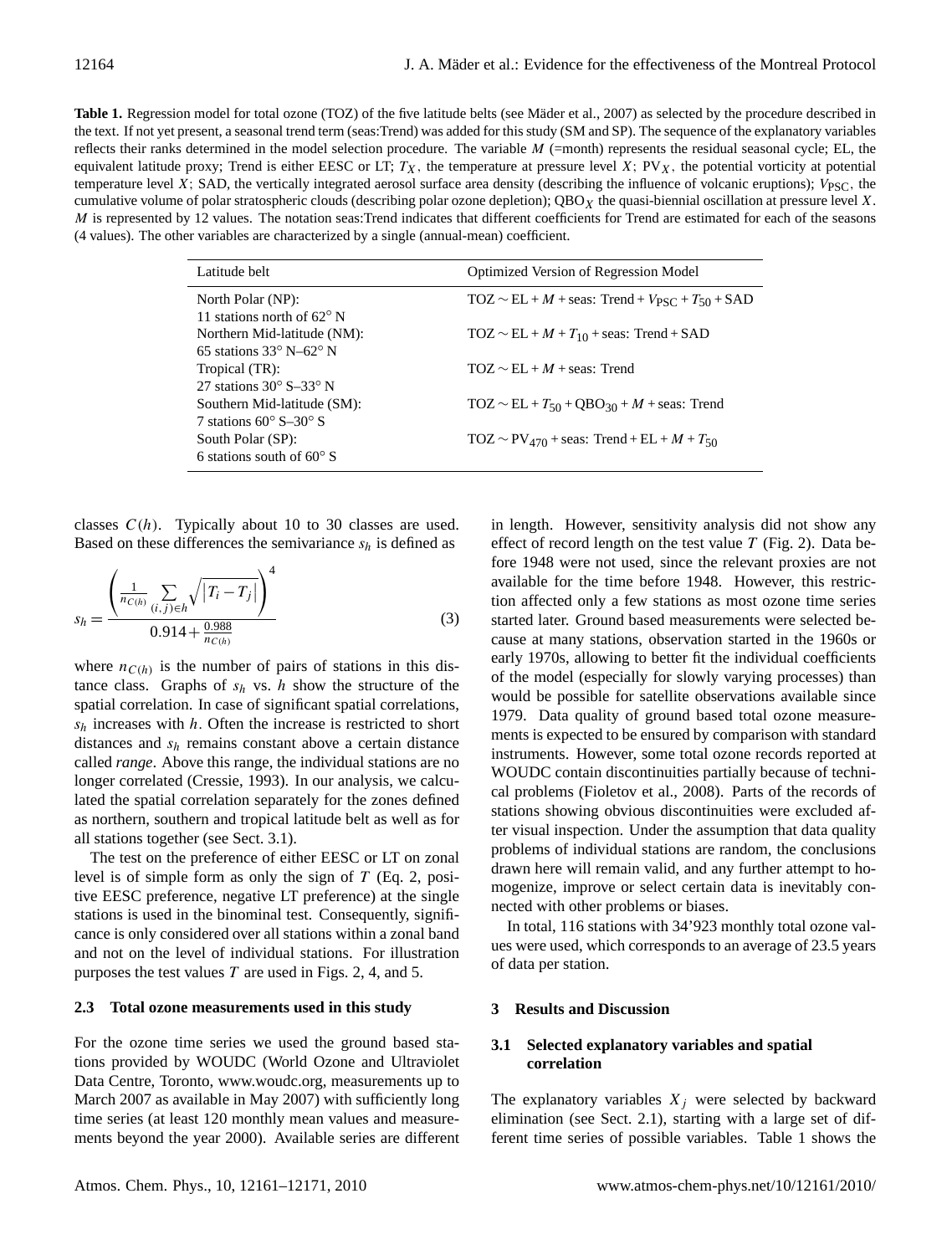**Table 1.** Regression model for total ozone (TOZ) of the five latitude belts (see Mäder et al., 2007) as selected by the procedure described in the text. If not yet present, a seasonal trend term (seas:Trend) was added for this study (SM and SP). The sequence of the explanatory variables reflects their ranks determined in the model selection procedure. The variable $M$ (=month) represents the residual seasonal cycle; EL, the equivalent latitude proxy; Trend is either EESC or LT; $T_X$, the temperature at pressure level $X$; $PV_X$, the potential vorticity at potential temperature level $X$; SAD, the vertically integrated aerosol surface area density (describing the influence of volcanic eruptions); $V_{PSC}$, the cumulative volume of polar stratospheric clouds (describing polar ozone depletion); $QBO_X$ the quasi-biennial oscillation at pressure level $X$. $M$ is represented by 12 values. The notation seas:Trend indicates that different coefficients for Trend are estimated for each of the seasons (4 values). The other variables are characterized by a single (annual-mean) coefficient.

| Latitude belt | Optimized Version of Regression Model |
|---|---|
| North Polar (NP): 11 stations north of 62° N | $TOZ \sim EL + M + seas{:}\ Trend + V_{PSC} + T_{50} + SAD$ |
| Northern Mid-latitude (NM): 65 stations 33° N–62° N | $TOZ \sim EL + M + T_{10} + seas{:}\ Trend + SAD$ |
| Tropical (TR): 27 stations 30° S–33° N | $TOZ \sim EL + M + seas{:}\ Trend$ |
| Southern Mid-latitude (SM): 7 stations 60° S–30° S | $TOZ \sim EL + T_{50} + QBO_{30} + M + seas{:}\ Trend$ |
| South Polar (SP): 6 stations south of 60° S | $TOZ \sim PV_{470} + seas{:}\ Trend + EL + M + T_{50}$ |

classes $C(h)$. Typically about 10 to 30 classes are used. Based on these differences the semivariance $s_h$ is defined as

$$s_h = \frac{\left(\frac{1}{n_{C(h)}} \sum_{(i,j)\in h} \sqrt{|T_i - T_j|}\right)^4}{0.914 + \frac{0.988}{n_{C(h)}}} \tag{3}$$

where $n_{C(h)}$ is the number of pairs of stations in this distance class. Graphs of $s_h$ vs. $h$ show the structure of the spatial correlation. In case of significant spatial correlations, $s_h$ increases with $h$. Often the increase is restricted to short distances and $s_h$ remains constant above a certain distance called *range*. Above this range, the individual stations are no longer correlated (Cressie, 1993). In our analysis, we calculated the spatial correlation separately for the zones defined as northern, southern and tropical latitude belt as well as for all stations together (see Sect. 3.1).

The test on the preference of either EESC or LT on zonal level is of simple form as only the sign of $T$ (Eq. 2, positive EESC preference, negative LT preference) at the single stations is used in the binominal test. Consequently, significance is only considered over all stations within a zonal band and not on the level of individual stations. For illustration purposes the test values $T$ are used in Figs. 2, 4, and 5.

### 2.3 Total ozone measurements used in this study

For the ozone time series we used the ground based stations provided by WOUDC (World Ozone and Ultraviolet Data Centre, Toronto, www.woudc.org, measurements up to March 2007 as available in May 2007) with sufficiently long time series (at least 120 monthly mean values and measurements beyond the year 2000). Available series are different in length. However, sensitivity analysis did not show any effect of record length on the test value $T$ (Fig. 2). Data before 1948 were not used, since the relevant proxies are not available for the time before 1948. However, this restriction affected only a few stations as most ozone time series started later. Ground based measurements were selected because at many stations, observation started in the 1960s or early 1970s, allowing to better fit the individual coefficients of the model (especially for slowly varying processes) than would be possible for satellite observations available since 1979. Data quality of ground based total ozone measurements is expected to be ensured by comparison with standard instruments. However, some total ozone records reported at WOUDC contain discontinuities partially because of technical problems (Fioletov et al., 2008). Parts of the records of stations showing obvious discontinuities were excluded after visual inspection. Under the assumption that data quality problems of individual stations are random, the conclusions drawn here will remain valid, and any further attempt to homogenize, improve or select certain data is inevitably connected with other problems or biases.

In total, 116 stations with 34’923 monthly total ozone values were used, which corresponds to an average of 23.5 years of data per station.

## 3 Results and Discussion

### 3.1 Selected explanatory variables and spatial correlation

The explanatory variables $X_j$ were selected by backward elimination (see Sect. 2.1), starting with a large set of different time series of possible variables. Table 1 shows the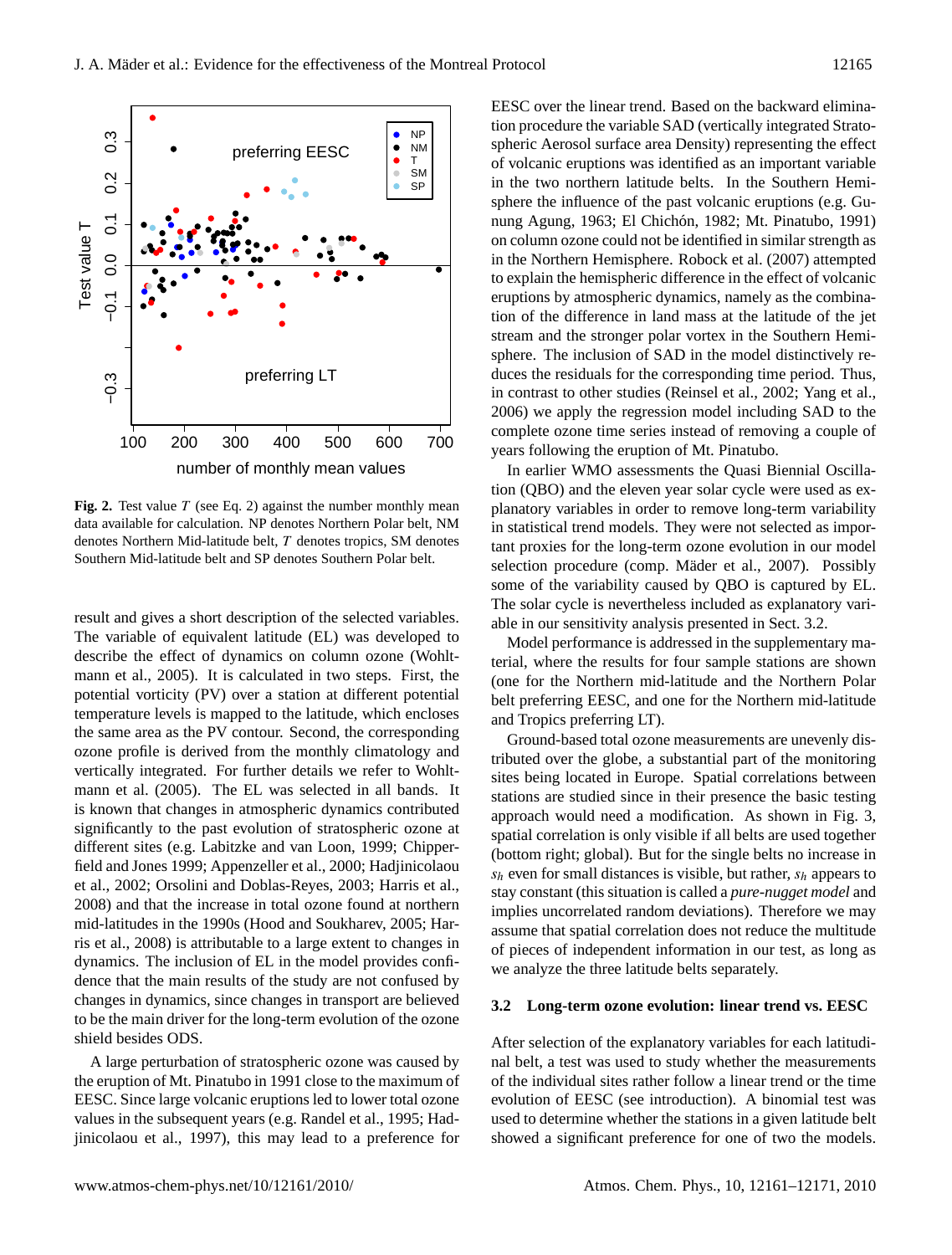**Fig. 2.** Test value $T$ (see Eq. 2) against the number monthly mean data available for calculation. NP denotes Northern Polar belt, NM denotes Northern Mid-latitude belt, $T$ denotes tropics, SM denotes Southern Mid-latitude belt and SP denotes Southern Polar belt.

result and gives a short description of the selected variables. The variable of equivalent latitude (EL) was developed to describe the effect of dynamics on column ozone (Wohltmann et al., 2005). It is calculated in two steps. First, the potential vorticity (PV) over a station at different potential temperature levels is mapped to the latitude, which encloses the same area as the PV contour. Second, the corresponding ozone profile is derived from the monthly climatology and vertically integrated. For further details we refer to Wohltmann et al. (2005). The EL was selected in all bands. It is known that changes in atmospheric dynamics contributed significantly to the past evolution of stratospheric ozone at different sites (e.g. Labitzke and van Loon, 1999; Chipperfield and Jones 1999; Appenzeller et al., 2000; Hadjinicolaou et al., 2002; Orsolini and Doblas-Reyes, 2003; Harris et al., 2008) and that the increase in total ozone found at northern mid-latitudes in the 1990s (Hood and Soukharev, 2005; Harris et al., 2008) is attributable to a large extent to changes in dynamics. The inclusion of EL in the model provides confidence that the main results of the study are not confused by changes in dynamics, since changes in transport are believed to be the main driver for the long-term evolution of the ozone shield besides ODS.

A large perturbation of stratospheric ozone was caused by the eruption of Mt. Pinatubo in 1991 close to the maximum of EESC. Since large volcanic eruptions led to lower total ozone values in the subsequent years (e.g. Randel et al., 1995; Hadjinicolaou et al., 1997), this may lead to a preference for EESC over the linear trend. Based on the backward elimination procedure the variable SAD (vertically integrated Stratospheric Aerosol surface area Density) representing the effect of volcanic eruptions was identified as an important variable in the two northern latitude belts. In the Southern Hemisphere the influence of the past volcanic eruptions (e.g. Gunung Agung, 1963; El Chichón, 1982; Mt. Pinatubo, 1991) on column ozone could not be identified in similar strength as in the Northern Hemisphere. Robock et al. (2007) attempted to explain the hemispheric difference in the effect of volcanic eruptions by atmospheric dynamics, namely as the combination of the difference in land mass at the latitude of the jet stream and the stronger polar vortex in the Southern Hemisphere. The inclusion of SAD in the model distinctively reduces the residuals for the corresponding time period. Thus, in contrast to other studies (Reinsel et al., 2002; Yang et al., 2006) we apply the regression model including SAD to the complete ozone time series instead of removing a couple of years following the eruption of Mt. Pinatubo.

In earlier WMO assessments the Quasi Biennial Oscillation (QBO) and the eleven year solar cycle were used as explanatory variables in order to remove long-term variability in statistical trend models. They were not selected as important proxies for the long-term ozone evolution in our model selection procedure (comp. Mäder et al., 2007). Possibly some of the variability caused by QBO is captured by EL. The solar cycle is nevertheless included as explanatory variable in our sensitivity analysis presented in Sect. 3.2.

Model performance is addressed in the supplementary material, where the results for four sample stations are shown (one for the Northern mid-latitude and the Northern Polar belt preferring EESC, and one for the Northern mid-latitude and Tropics preferring LT).

Ground-based total ozone measurements are unevenly distributed over the globe, a substantial part of the monitoring sites being located in Europe. Spatial correlations between stations are studied since in their presence the basic testing approach would need a modification. As shown in Fig. 3, spatial correlation is only visible if all belts are used together (bottom right; global). But for the single belts no increase in $s_h$ even for small distances is visible, but rather, $s_h$ appears to stay constant (this situation is called a *pure-nugget model* and implies uncorrelated random deviations). Therefore we may assume that spatial correlation does not reduce the multitude of pieces of independent information in our test, as long as we analyze the three latitude belts separately.

### 3.2 Long-term ozone evolution: linear trend vs. EESC

After selection of the explanatory variables for each latitudinal belt, a test was used to study whether the measurements of the individual sites rather follow a linear trend or the time evolution of EESC (see introduction). A binomial test was used to determine whether the stations in a given latitude belt showed a significant preference for one of two the models.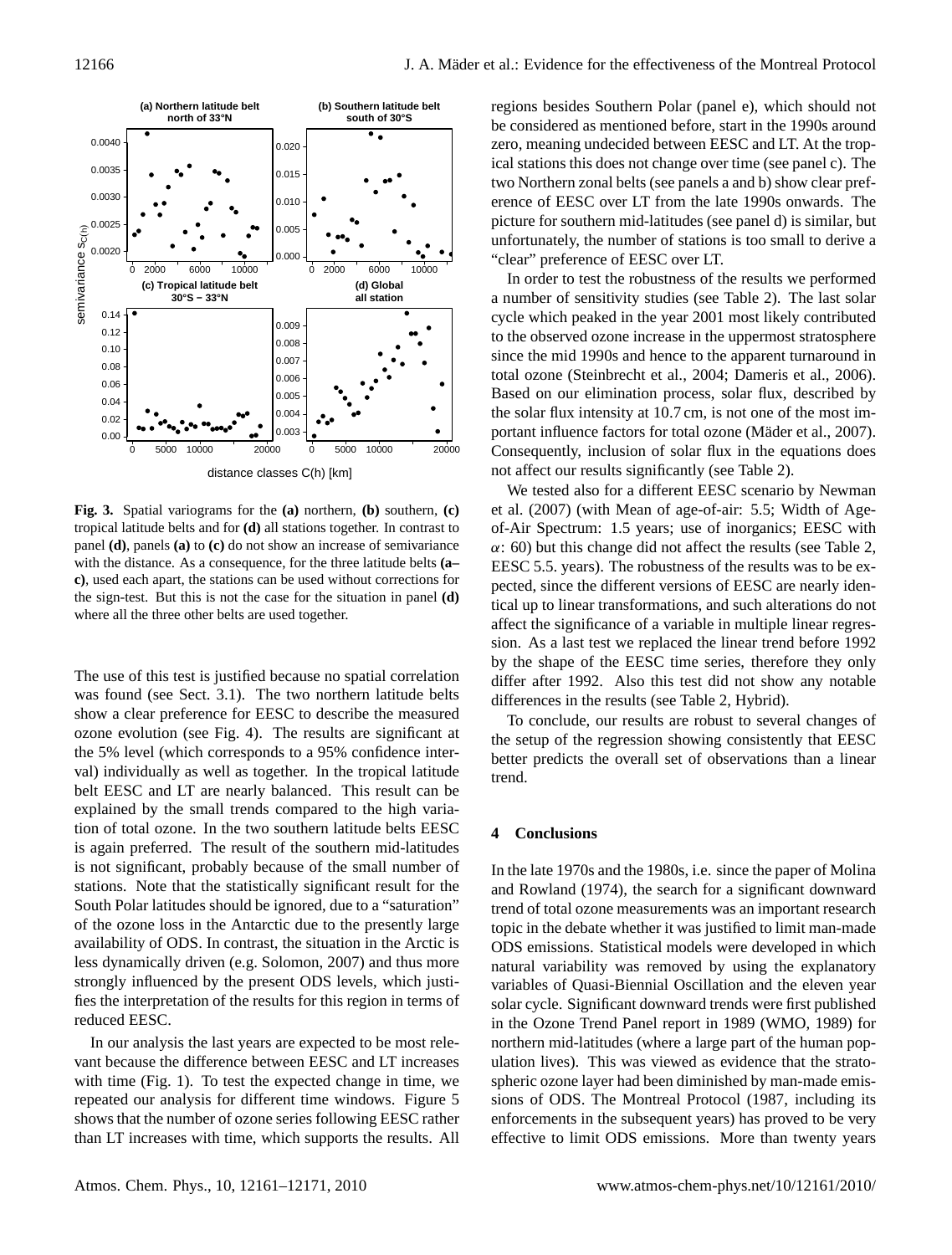**Fig. 3.** Spatial variograms for the **(a)** northern, **(b)** southern, **(c)** tropical latitude belts and for **(d)** all stations together. In contrast to panel **(d)**, panels **(a)** to **(c)** do not show an increase of semivariance with the distance. As a consequence, for the three latitude belts **(a–c)**, used each apart, the stations can be used without corrections for the sign-test. But this is not the case for the situation in panel **(d)** where all the three other belts are used together.

The use of this test is justified because no spatial correlation was found (see Sect. 3.1). The two northern latitude belts show a clear preference for EESC to describe the measured ozone evolution (see Fig. 4). The results are significant at the 5% level (which corresponds to a 95% confidence interval) individually as well as together. In the tropical latitude belt EESC and LT are nearly balanced. This result can be explained by the small trends compared to the high variation of total ozone. In the two southern latitude belts EESC is again preferred. The result of the southern mid-latitudes is not significant, probably because of the small number of stations. Note that the statistically significant result for the South Polar latitudes should be ignored, due to a "saturation" of the ozone loss in the Antarctic due to the presently large availability of ODS. In contrast, the situation in the Arctic is less dynamically driven (e.g. Solomon, 2007) and thus more strongly influenced by the present ODS levels, which justifies the interpretation of the results for this region in terms of reduced EESC.

In our analysis the last years are expected to be most relevant because the difference between EESC and LT increases with time (Fig. 1). To test the expected change in time, we repeated our analysis for different time windows. Figure 5 shows that the number of ozone series following EESC rather than LT increases with time, which supports the results. All regions besides Southern Polar (panel e), which should not be considered as mentioned before, start in the 1990s around zero, meaning undecided between EESC and LT. At the tropical stations this does not change over time (see panel c). The two Northern zonal belts (see panels a and b) show clear preference of EESC over LT from the late 1990s onwards. The picture for southern mid-latitudes (see panel d) is similar, but unfortunately, the number of stations is too small to derive a "clear" preference of EESC over LT.

In order to test the robustness of the results we performed a number of sensitivity studies (see Table 2). The last solar cycle which peaked in the year 2001 most likely contributed to the observed ozone increase in the uppermost stratosphere since the mid 1990s and hence to the apparent turnaround in total ozone (Steinbrecht et al., 2004; Dameris et al., 2006). Based on our elimination process, solar flux, described by the solar flux intensity at 10.7 cm, is not one of the most important influence factors for total ozone (Mäder et al., 2007). Consequently, inclusion of solar flux in the equations does not affect our results significantly (see Table 2).

We tested also for a different EESC scenario by Newman et al. (2007) (with Mean of age-of-air: 5.5; Width of Age-of-Air Spectrum: 1.5 years; use of inorganics; EESC with $\alpha$: 60) but this change did not affect the results (see Table 2, EESC 5.5. years). The robustness of the results was to be expected, since the different versions of EESC are nearly identical up to linear transformations, and such alterations do not affect the significance of a variable in multiple linear regression. As a last test we replaced the linear trend before 1992 by the shape of the EESC time series, therefore they only differ after 1992. Also this test did not show any notable differences in the results (see Table 2, Hybrid).

To conclude, our results are robust to several changes of the setup of the regression showing consistently that EESC better predicts the overall set of observations than a linear trend.

## 4 Conclusions

In the late 1970s and the 1980s, i.e. since the paper of Molina and Rowland (1974), the search for a significant downward trend of total ozone measurements was an important research topic in the debate whether it was justified to limit man-made ODS emissions. Statistical models were developed in which natural variability was removed by using the explanatory variables of Quasi-Biennial Oscillation and the eleven year solar cycle. Significant downward trends were first published in the Ozone Trend Panel report in 1989 (WMO, 1989) for northern mid-latitudes (where a large part of the human population lives). This was viewed as evidence that the stratospheric ozone layer had been diminished by man-made emissions of ODS. The Montreal Protocol (1987, including its enforcements in the subsequent years) has proved to be very effective to limit ODS emissions. More than twenty years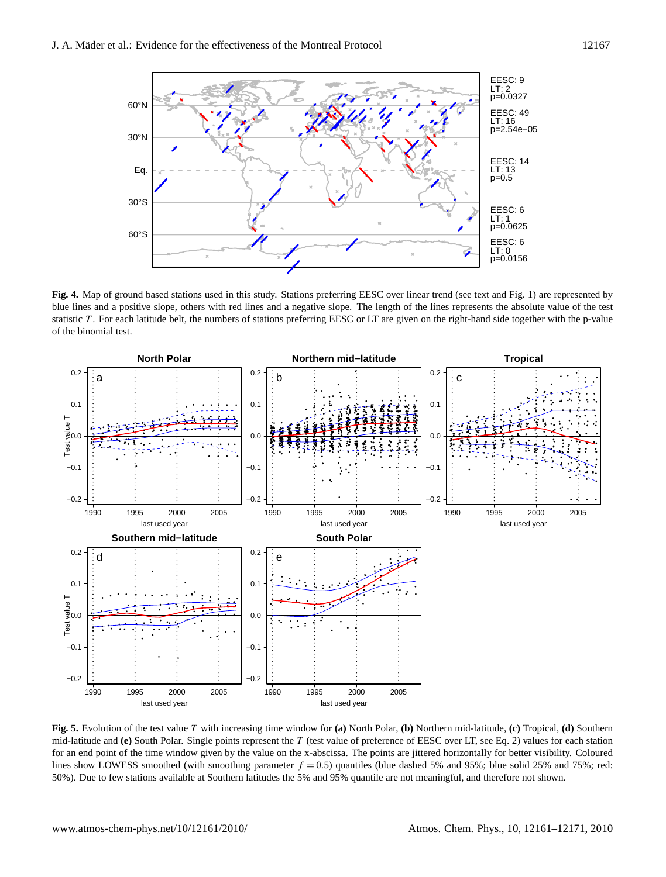**Fig. 4.** Map of ground based stations used in this study. Stations preferring EESC over linear trend (see text and Fig. 1) are represented by blue lines and a positive slope, others with red lines and a negative slope. The length of the lines represents the absolute value of the test statistic $T$. For each latitude belt, the numbers of stations preferring EESC or LT are given on the right-hand side together with the p-value of the binomial test.

**Fig. 5.** Evolution of the test value $T$ with increasing time window for **(a)** North Polar, **(b)** Northern mid-latitude, **(c)** Tropical, **(d)** Southern mid-latitude and **(e)** South Polar. Single points represent the $T$ (test value of preference of EESC over LT, see Eq. 2) values for each station for an end point of the time window given by the value on the x-abscissa. The points are jittered horizontally for better visibility. Coloured lines show LOWESS smoothed (with smoothing parameter $f = 0.5$) quantiles (blue dashed 5% and 95%; blue solid 25% and 75%; red: 50%). Due to few stations available at Southern latitudes the 5% and 95% quantile are not meaningful, and therefore not shown.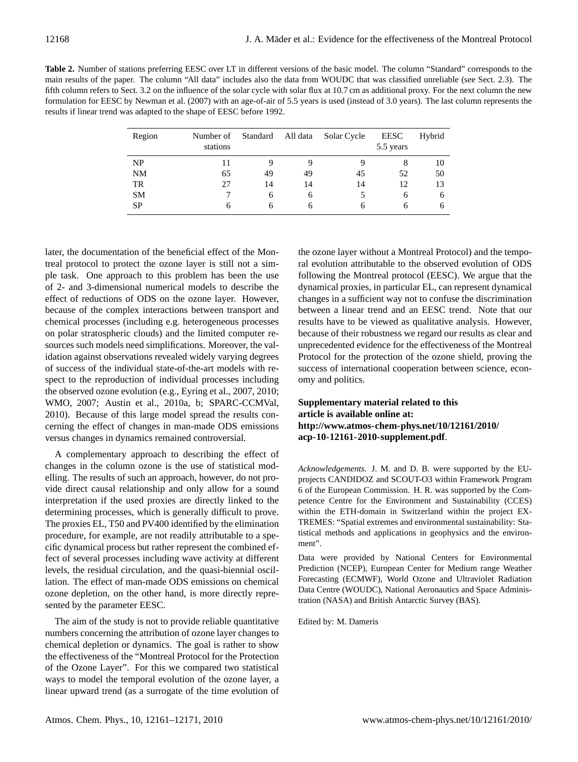**Table 2.** Number of stations preferring EESC over LT in different versions of the basic model. The column "Standard" corresponds to the main results of the paper. The column "All data" includes also the data from WOUDC that was classified unreliable (see Sect. 2.3). The fifth column refers to Sect. 3.2 on the influence of the solar cycle with solar flux at 10.7 cm as additional proxy. For the next column the new formulation for EESC by Newman et al. (2007) with an age-of-air of 5.5 years is used (instead of 3.0 years). The last column represents the results if linear trend was adapted to the shape of EESC before 1992.

| Region | Number of stations | Standard | All data | Solar Cycle | EESC 5.5 years | Hybrid |
|---|---|---|---|---|---|---|
| NP | 11 | 9 | 9 | 9 | 8 | 10 |
| NM | 65 | 49 | 49 | 45 | 52 | 50 |
| TR | 27 | 14 | 14 | 14 | 12 | 13 |
| SM | 7 | 6 | 6 | 5 | 6 | 6 |
| SP | 6 | 6 | 6 | 6 | 6 | 6 |

later, the documentation of the beneficial effect of the Montreal protocol to protect the ozone layer is still not a simple task. One approach to this problem has been the use of 2- and 3-dimensional numerical models to describe the effect of reductions of ODS on the ozone layer. However, because of the complex interactions between transport and chemical processes (including e.g. heterogeneous processes on polar stratospheric clouds) and the limited computer resources such models need simplifications. Moreover, the validation against observations revealed widely varying degrees of success of the individual state-of-the-art models with respect to the reproduction of individual processes including the observed ozone evolution (e.g., Eyring et al., 2007, 2010; WMO, 2007; Austin et al., 2010a, b; SPARC-CCMVal, 2010). Because of this large model spread the results concerning the effect of changes in man-made ODS emissions versus changes in dynamics remained controversial.

A complementary approach to describing the effect of changes in the column ozone is the use of statistical modelling. The results of such an approach, however, do not provide direct causal relationship and only allow for a sound interpretation if the used proxies are directly linked to the determining processes, which is generally difficult to prove. The proxies EL, T50 and PV400 identified by the elimination procedure, for example, are not readily attributable to a specific dynamical process but rather represent the combined effect of several processes including wave activity at different levels, the residual circulation, and the quasi-biennial oscillation. The effect of man-made ODS emissions on chemical ozone depletion, on the other hand, is more directly represented by the parameter EESC.

The aim of the study is not to provide reliable quantitative numbers concerning the attribution of ozone layer changes to chemical depletion or dynamics. The goal is rather to show the effectiveness of the "Montreal Protocol for the Protection of the Ozone Layer". For this we compared two statistical ways to model the temporal evolution of the ozone layer, a linear upward trend (as a surrogate of the time evolution of the ozone layer without a Montreal Protocol) and the temporal evolution attributable to the observed evolution of ODS following the Montreal protocol (EESC). We argue that the dynamical proxies, in particular EL, can represent dynamical changes in a sufficient way not to confuse the discrimination between a linear trend and an EESC trend. Note that our results have to be viewed as qualitative analysis. However, because of their robustness we regard our results as clear and unprecedented evidence for the effectiveness of the Montreal Protocol for the protection of the ozone shield, proving the success of international cooperation between science, economy and politics.

**Supplementary material related to this article is available online at: http://www.atmos-chem-phys.net/10/12161/2010/acp-10-12161-2010-supplement.pdf**.

*Acknowledgements.* J. M. and D. B. were supported by the EU-projects CANDIDOZ and SCOUT-O3 within Framework Program 6 of the European Commission. H. R. was supported by the Competence Centre for the Environment and Sustainability (CCES) within the ETH-domain in Switzerland within the project EXTREMES: "Spatial extremes and environmental sustainability: Statistical methods and applications in geophysics and the environment".

Data were provided by National Centers for Environmental Prediction (NCEP), European Center for Medium range Weather Forecasting (ECMWF), World Ozone and Ultraviolet Radiation Data Centre (WOUDC), National Aeronautics and Space Administration (NASA) and British Antarctic Survey (BAS).

Edited by: M. Dameris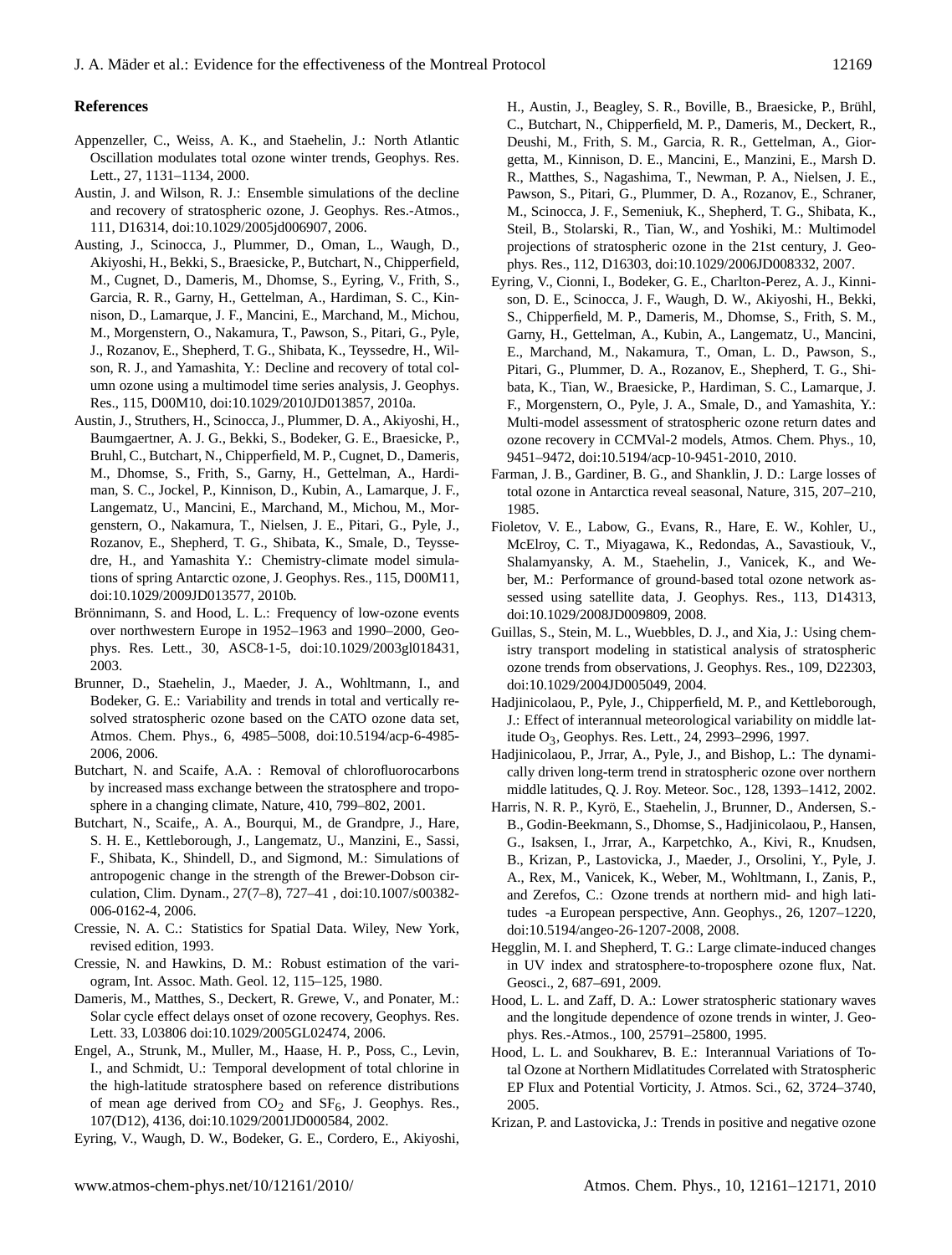## References

Appenzeller, C., Weiss, A. K., and Staehelin, J.: North Atlantic Oscillation modulates total ozone winter trends, Geophys. Res. Lett., 27, 1131–1134, 2000.

Austin, J. and Wilson, R. J.: Ensemble simulations of the decline and recovery of stratospheric ozone, J. Geophys. Res.-Atmos., 111, D16314, doi:10.1029/2005jd006907, 2006.

Austing, J., Scinocca, J., Plummer, D., Oman, L., Waugh, D., Akiyoshi, H., Bekki, S., Braesicke, P., Butchart, N., Chipperfield, M., Cugnet, D., Dameris, M., Dhomse, S., Eyring, V., Frith, S., Garcia, R. R., Garny, H., Gettelman, A., Hardiman, S. C., Kinnison, D., Lamarque, J. F., Mancini, E., Marchand, M., Michou, M., Morgenstern, O., Nakamura, T., Pawson, S., Pitari, G., Pyle, J., Rozanov, E., Shepherd, T. G., Shibata, K., Teyssedre, H., Wilson, R. J., and Yamashita, Y.: Decline and recovery of total column ozone using a multimodel time series analysis, J. Geophys. Res., 115, D00M10, doi:10.1029/2010JD013857, 2010a.

Austin, J., Struthers, H., Scinocca, J., Plummer, D. A., Akiyoshi, H., Baumgaertner, A. J. G., Bekki, S., Bodeker, G. E., Braesicke, P., Bruhl, C., Butchart, N., Chipperfield, M. P., Cugnet, D., Dameris, M., Dhomse, S., Frith, S., Garny, H., Gettelman, A., Hardiman, S. C., Jockel, P., Kinnison, D., Kubin, A., Lamarque, J. F., Langematz, U., Mancini, E., Marchand, M., Michou, M., Morgenstern, O., Nakamura, T., Nielsen, J. E., Pitari, G., Pyle, J., Rozanov, E., Shepherd, T. G., Shibata, K., Smale, D., Teyssedre, H., and Yamashita Y.: Chemistry-climate model simulations of spring Antarctic ozone, J. Geophys. Res., 115, D00M11, doi:10.1029/2009JD013577, 2010b.

Brönnimann, S. and Hood, L. L.: Frequency of low-ozone events over northwestern Europe in 1952–1963 and 1990–2000, Geophys. Res. Lett., 30, ASC8-1-5, doi:10.1029/2003gl018431, 2003.

Brunner, D., Staehelin, J., Maeder, J. A., Wohltmann, I., and Bodeker, G. E.: Variability and trends in total and vertically resolved stratospheric ozone based on the CATO ozone data set, Atmos. Chem. Phys., 6, 4985–5008, doi:10.5194/acp-6-4985-2006, 2006.

Butchart, N. and Scaife, A.A. : Removal of chlorofluorocarbons by increased mass exchange between the stratosphere and troposphere in a changing climate, Nature, 410, 799–802, 2001.

Butchart, N., Scaife,, A. A., Bourqui, M., de Grandpre, J., Hare, S. H. E., Kettleborough, J., Langematz, U., Manzini, E., Sassi, F., Shibata, K., Shindell, D., and Sigmond, M.: Simulations of antropogenic change in the strength of the Brewer-Dobson circulation, Clim. Dynam., 27(7–8), 727–41 , doi:10.1007/s00382-006-0162-4, 2006.

Cressie, N. A. C.: Statistics for Spatial Data. Wiley, New York, revised edition, 1993.

Cressie, N. and Hawkins, D. M.: Robust estimation of the variogram, Int. Assoc. Math. Geol. 12, 115–125, 1980.

Dameris, M., Matthes, S., Deckert, R. Grewe, V., and Ponater, M.: Solar cycle effect delays onset of ozone recovery, Geophys. Res. Lett. 33, L03806 doi:10.1029/2005GL02474, 2006.

Engel, A., Strunk, M., Muller, M., Haase, H. P., Poss, C., Levin, I., and Schmidt, U.: Temporal development of total chlorine in the high-latitude stratosphere based on reference distributions of mean age derived from $CO_2$ and $SF_6$, J. Geophys. Res., 107(D12), 4136, doi:10.1029/2001JD000584, 2002.

Eyring, V., Waugh, D. W., Bodeker, G. E., Cordero, E., Akiyoshi, H., Austin, J., Beagley, S. R., Boville, B., Braesicke, P., Brühl, C., Butchart, N., Chipperfield, M. P., Dameris, M., Deckert, R., Deushi, M., Frith, S. M., Garcia, R. R., Gettelman, A., Giorgetta, M., Kinnison, D. E., Mancini, E., Manzini, E., Marsh D. R., Matthes, S., Nagashima, T., Newman, P. A., Nielsen, J. E., Pawson, S., Pitari, G., Plummer, D. A., Rozanov, E., Schraner, M., Scinocca, J. F., Semeniuk, K., Shepherd, T. G., Shibata, K., Steil, B., Stolarski, R., Tian, W., and Yoshiki, M.: Multimodel projections of stratospheric ozone in the 21st century, J. Geophys. Res., 112, D16303, doi:10.1029/2006JD008332, 2007.

Eyring, V., Cionni, I., Bodeker, G. E., Charlton-Perez, A. J., Kinnison, D. E., Scinocca, J. F., Waugh, D. W., Akiyoshi, H., Bekki, S., Chipperfield, M. P., Dameris, M., Dhomse, S., Frith, S. M., Garny, H., Gettelman, A., Kubin, A., Langematz, U., Mancini, E., Marchand, M., Nakamura, T., Oman, L. D., Pawson, S., Pitari, G., Plummer, D. A., Rozanov, E., Shepherd, T. G., Shibata, K., Tian, W., Braesicke, P., Hardiman, S. C., Lamarque, J. F., Morgenstern, O., Pyle, J. A., Smale, D., and Yamashita, Y.: Multi-model assessment of stratospheric ozone return dates and ozone recovery in CCMVal-2 models, Atmos. Chem. Phys., 10, 9451–9472, doi:10.5194/acp-10-9451-2010, 2010.

Farman, J. B., Gardiner, B. G., and Shanklin, J. D.: Large losses of total ozone in Antarctica reveal seasonal, Nature, 315, 207–210, 1985.

Fioletov, V. E., Labow, G., Evans, R., Hare, E. W., Kohler, U., McElroy, C. T., Miyagawa, K., Redondas, A., Savastiouk, V., Shalamyansky, A. M., Staehelin, J., Vanicek, K., and Weber, M.: Performance of ground-based total ozone network assessed using satellite data, J. Geophys. Res., 113, D14313, doi:10.1029/2008JD009809, 2008.

Guillas, S., Stein, M. L., Wuebbles, D. J., and Xia, J.: Using chemistry transport modeling in statistical analysis of stratospheric ozone trends from observations, J. Geophys. Res., 109, D22303, doi:10.1029/2004JD005049, 2004.

Hadjinicolaou, P., Pyle, J., Chipperfield, M. P., and Kettleborough, J.: Effect of interannual meteorological variability on middle latitude $O_3$, Geophys. Res. Lett., 24, 2993–2996, 1997.

Hadjinicolaou, P., Jrrar, A., Pyle, J., and Bishop, L.: The dynamically driven long-term trend in stratospheric ozone over northern middle latitudes, Q. J. Roy. Meteor. Soc., 128, 1393–1412, 2002.

Harris, N. R. P., Kyrö, E., Staehelin, J., Brunner, D., Andersen, S.-B., Godin-Beekmann, S., Dhomse, S., Hadjinicolaou, P., Hansen, G., Isaksen, I., Jrrar, A., Karpetchko, A., Kivi, R., Knudsen, B., Krizan, P., Lastovicka, J., Maeder, J., Orsolini, Y., Pyle, J. A., Rex, M., Vanicek, K., Weber, M., Wohltmann, I., Zanis, P., and Zerefos, C.: Ozone trends at northern mid- and high latitudes -a European perspective, Ann. Geophys., 26, 1207–1220, doi:10.5194/angeo-26-1207-2008, 2008.

Hegglin, M. I. and Shepherd, T. G.: Large climate-induced changes in UV index and stratosphere-to-troposphere ozone flux, Nat. Geosci., 2, 687–691, 2009.

Hood, L. L. and Zaff, D. A.: Lower stratospheric stationary waves and the longitude dependence of ozone trends in winter, J. Geophys. Res.-Atmos., 100, 25791–25800, 1995.

Hood, L. L. and Soukharev, B. E.: Interannual Variations of Total Ozone at Northern Midlatitudes Correlated with Stratospheric EP Flux and Potential Vorticity, J. Atmos. Sci., 62, 3724–3740, 2005.

Krizan, P. and Lastovicka, J.: Trends in positive and negative ozone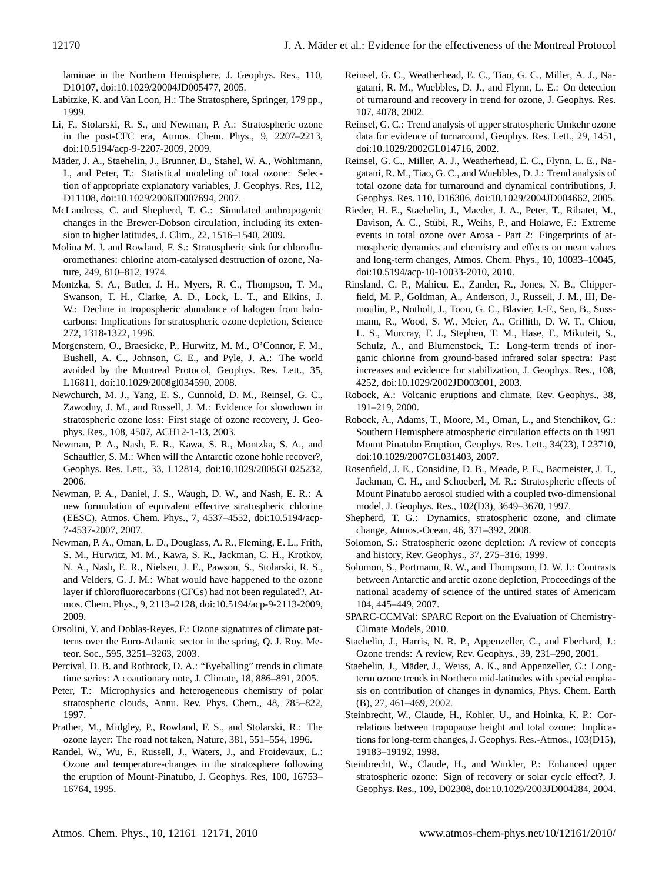laminae in the Northern Hemisphere, J. Geophys. Res., 110, D10107, doi:10.1029/20004JD005477, 2005.

Labitzke, K. and Van Loon, H.: The Stratosphere, Springer, 179 pp., 1999.

Li, F., Stolarski, R. S., and Newman, P. A.: Stratospheric ozone in the post-CFC era, Atmos. Chem. Phys., 9, 2207–2213, doi:10.5194/acp-9-2207-2009, 2009.

Mäder, J. A., Staehelin, J., Brunner, D., Stahel, W. A., Wohltmann, I., and Peter, T.: Statistical modeling of total ozone: Selection of appropriate explanatory variables, J. Geophys. Res, 112, D11108, doi:10.1029/2006JD007694, 2007.

McLandress, C. and Shepherd, T. G.: Simulated anthropogenic changes in the Brewer-Dobson circulation, including its extension to higher latitudes, J. Clim., 22, 1516–1540, 2009.

Molina M. J. and Rowland, F. S.: Stratospheric sink for chlorofluoromethanes: chlorine atom-catalysed destruction of ozone, Nature, 249, 810–812, 1974.

Montzka, S. A., Butler, J. H., Myers, R. C., Thompson, T. M., Swanson, T. H., Clarke, A. D., Lock, L. T., and Elkins, J. W.: Decline in tropospheric abundance of halogen from halocarbons: Implications for stratospheric ozone depletion, Science 272, 1318-1322, 1996.

Morgenstern, O., Braesicke, P., Hurwitz, M. M., O'Connor, F. M., Bushell, A. C., Johnson, C. E., and Pyle, J. A.: The world avoided by the Montreal Protocol, Geophys. Res. Lett., 35, L16811, doi:10.1029/2008gl034590, 2008.

Newchurch, M. J., Yang, E. S., Cunnold, D. M., Reinsel, G. C., Zawodny, J. M., and Russell, J. M.: Evidence for slowdown in stratospheric ozone loss: First stage of ozone recovery, J. Geophys. Res., 108, 4507, ACH12-1-13, 2003.

Newman, P. A., Nash, E. R., Kawa, S. R., Montzka, S. A., and Schauffler, S. M.: When will the Antarctic ozone hohle recover?, Geophys. Res. Lett., 33, L12814, doi:10.1029/2005GL025232, 2006.

Newman, P. A., Daniel, J. S., Waugh, D. W., and Nash, E. R.: A new formulation of equivalent effective stratospheric chlorine (EESC), Atmos. Chem. Phys., 7, 4537–4552, doi:10.5194/acp-7-4537-2007, 2007.

Newman, P. A., Oman, L. D., Douglass, A. R., Fleming, E. L., Frith, S. M., Hurwitz, M. M., Kawa, S. R., Jackman, C. H., Krotkov, N. A., Nash, E. R., Nielsen, J. E., Pawson, S., Stolarski, R. S., and Velders, G. J. M.: What would have happened to the ozone layer if chlorofluorocarbons (CFCs) had not been regulated?, Atmos. Chem. Phys., 9, 2113–2128, doi:10.5194/acp-9-2113-2009, 2009.

Orsolini, Y. and Doblas-Reyes, F.: Ozone signatures of climate patterns over the Euro-Atlantic sector in the spring, Q. J. Roy. Meteor. Soc., 595, 3251–3263, 2003.

Percival, D. B. and Rothrock, D. A.: "Eyeballing" trends in climate time series: A coautionary note, J. Climate, 18, 886–891, 2005.

Peter, T.: Microphysics and heterogeneous chemistry of polar stratospheric clouds, Annu. Rev. Phys. Chem., 48, 785–822, 1997.

Prather, M., Midgley, P., Rowland, F. S., and Stolarski, R.: The ozone layer: The road not taken, Nature, 381, 551–554, 1996.

Randel, W., Wu, F., Russell, J., Waters, J., and Froidevaux, L.: Ozone and temperature-changes in the stratosphere following the eruption of Mount-Pinatubo, J. Geophys. Res, 100, 16753–16764, 1995.

Reinsel, G. C., Weatherhead, E. C., Tiao, G. C., Miller, A. J., Nagatani, R. M., Wuebbles, D. J., and Flynn, L. E.: On detection of turnaround and recovery in trend for ozone, J. Geophys. Res. 107, 4078, 2002.

Reinsel, G. C.: Trend analysis of upper stratospheric Umkehr ozone data for evidence of turnaround, Geophys. Res. Lett., 29, 1451, doi:10.1029/2002GL014716, 2002.

Reinsel, G. C., Miller, A. J., Weatherhead, E. C., Flynn, L. E., Nagatani, R. M., Tiao, G. C., and Wuebbles, D. J.: Trend analysis of total ozone data for turnaround and dynamical contributions, J. Geophys. Res. 110, D16306, doi:10.1029/2004JD004662, 2005.

Rieder, H. E., Staehelin, J., Maeder, J. A., Peter, T., Ribatet, M., Davison, A. C., Stübi, R., Weihs, P., and Holawe, F.: Extreme events in total ozone over Arosa - Part 2: Fingerprints of atmospheric dynamics and chemistry and effects on mean values and long-term changes, Atmos. Chem. Phys., 10, 10033–10045, doi:10.5194/acp-10-10033-2010, 2010.

Rinsland, C. P., Mahieu, E., Zander, R., Jones, N. B., Chipperfield, M. P., Goldman, A., Anderson, J., Russell, J. M., III, Demoulin, P., Notholt, J., Toon, G. C., Blavier, J.-F., Sen, B., Sussmann, R., Wood, S. W., Meier, A., Griffith, D. W. T., Chiou, L. S., Murcray, F. J., Stephen, T. M., Hase, F., Mikuteit, S., Schulz, A., and Blumenstock, T.: Long-term trends of inorganic chlorine from ground-based infrared solar spectra: Past increases and evidence for stabilization, J. Geophys. Res., 108, 4252, doi:10.1029/2002JD003001, 2003.

Robock, A.: Volcanic eruptions and climate, Rev. Geophys., 38, 191–219, 2000.

Robock, A., Adams, T., Moore, M., Oman, L., and Stenchikov, G.: Southern Hemisphere atmospheric circulation effects on th 1991 Mount Pinatubo Eruption, Geophys. Res. Lett., 34(23), L23710, doi:10.1029/2007GL031403, 2007.

Rosenfield, J. E., Considine, D. B., Meade, P. E., Bacmeister, J. T., Jackman, C. H., and Schoeberl, M. R.: Stratospheric effects of Mount Pinatubo aerosol studied with a coupled two-dimensional model, J. Geophys. Res., 102(D3), 3649–3670, 1997.

Shepherd, T. G.: Dynamics, stratospheric ozone, and climate change, Atmos.-Ocean, 46, 371–392, 2008.

Solomon, S.: Stratospheric ozone depletion: A review of concepts and history, Rev. Geophys., 37, 275–316, 1999.

Solomon, S., Portmann, R. W., and Thompsom, D. W. J.: Contrasts between Antarctic and arctic ozone depletion, Proceedings of the national academy of science of the untired states of Americam 104, 445–449, 2007.

SPARC-CCMVal: SPARC Report on the Evaluation of Chemistry-Climate Models, 2010.

Staehelin, J., Harris, N. R. P., Appenzeller, C., and Eberhard, J.: Ozone trends: A review, Rev. Geophys., 39, 231–290, 2001.

Staehelin, J., Mäder, J., Weiss, A. K., and Appenzeller, C.: Long-term ozone trends in Northern mid-latitudes with special emphasis on contribution of changes in dynamics, Phys. Chem. Earth (B), 27, 461–469, 2002.

Steinbrecht, W., Claude, H., Kohler, U., and Hoinka, K. P.: Correlations between tropopause height and total ozone: Implications for long-term changes, J. Geophys. Res.-Atmos., 103(D15), 19183–19192, 1998.

Steinbrecht, W., Claude, H., and Winkler, P.: Enhanced upper stratospheric ozone: Sign of recovery or solar cycle effect?, J. Geophys. Res., 109, D02308, doi:10.1029/2003JD004284, 2004.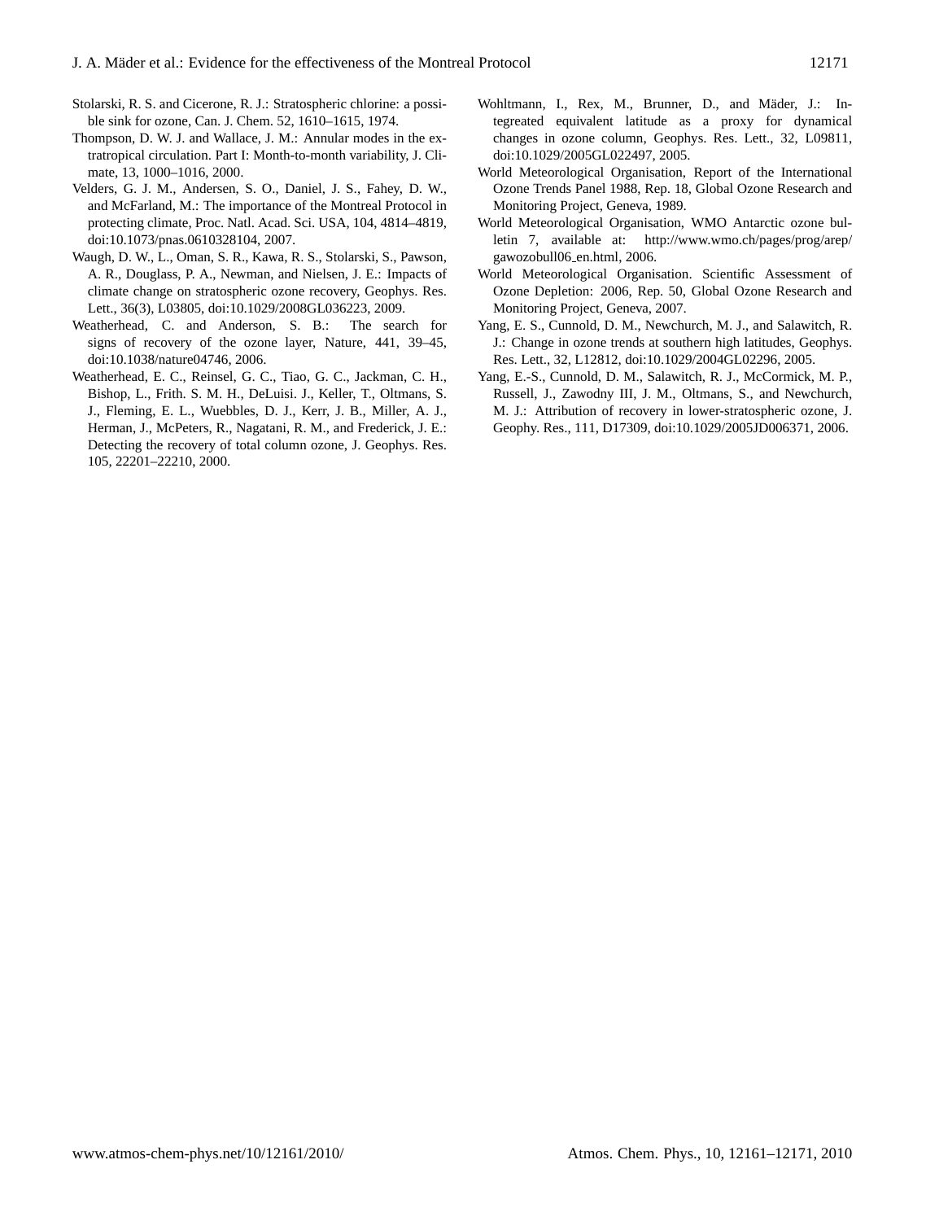Stolarski, R. S. and Cicerone, R. J.: Stratospheric chlorine: a possible sink for ozone, Can. J. Chem. 52, 1610–1615, 1974.

Thompson, D. W. J. and Wallace, J. M.: Annular modes in the extratropical circulation. Part I: Month-to-month variability, J. Climate, 13, 1000–1016, 2000.

Velders, G. J. M., Andersen, S. O., Daniel, J. S., Fahey, D. W., and McFarland, M.: The importance of the Montreal Protocol in protecting climate, Proc. Natl. Acad. Sci. USA, 104, 4814–4819, doi:10.1073/pnas.0610328104, 2007.

Waugh, D. W., L., Oman, S. R., Kawa, R. S., Stolarski, S., Pawson, A. R., Douglass, P. A., Newman, and Nielsen, J. E.: Impacts of climate change on stratospheric ozone recovery, Geophys. Res. Lett., 36(3), L03805, doi:10.1029/2008GL036223, 2009.

Weatherhead, C. and Anderson, S. B.: The search for signs of recovery of the ozone layer, Nature, 441, 39–45, doi:10.1038/nature04746, 2006.

Weatherhead, E. C., Reinsel, G. C., Tiao, G. C., Jackman, C. H., Bishop, L., Frith. S. M. H., DeLuisi. J., Keller, T., Oltmans, S. J., Fleming, E. L., Wuebbles, D. J., Kerr, J. B., Miller, A. J., Herman, J., McPeters, R., Nagatani, R. M., and Frederick, J. E.: Detecting the recovery of total column ozone, J. Geophys. Res. 105, 22201–22210, 2000.

Wohltmann, I., Rex, M., Brunner, D., and Mäder, J.: Integreated equivalent latitude as a proxy for dynamical changes in ozone column, Geophys. Res. Lett., 32, L09811, doi:10.1029/2005GL022497, 2005.

World Meteorological Organisation, Report of the International Ozone Trends Panel 1988, Rep. 18, Global Ozone Research and Monitoring Project, Geneva, 1989.

World Meteorological Organisation, WMO Antarctic ozone bulletin 7, available at: http://www.wmo.ch/pages/prog/arep/gawozobull06_en.html, 2006.

World Meteorological Organisation. Scientific Assessment of Ozone Depletion: 2006, Rep. 50, Global Ozone Research and Monitoring Project, Geneva, 2007.

Yang, E. S., Cunnold, D. M., Newchurch, M. J., and Salawitch, R. J.: Change in ozone trends at southern high latitudes, Geophys. Res. Lett., 32, L12812, doi:10.1029/2004GL02296, 2005.

Yang, E.-S., Cunnold, D. M., Salawitch, R. J., McCormick, M. P., Russell, J., Zawodny III, J. M., Oltmans, S., and Newchurch, M. J.: Attribution of recovery in lower-stratospheric ozone, J. Geophy. Res., 111, D17309, doi:10.1029/2005JD006371, 2006.